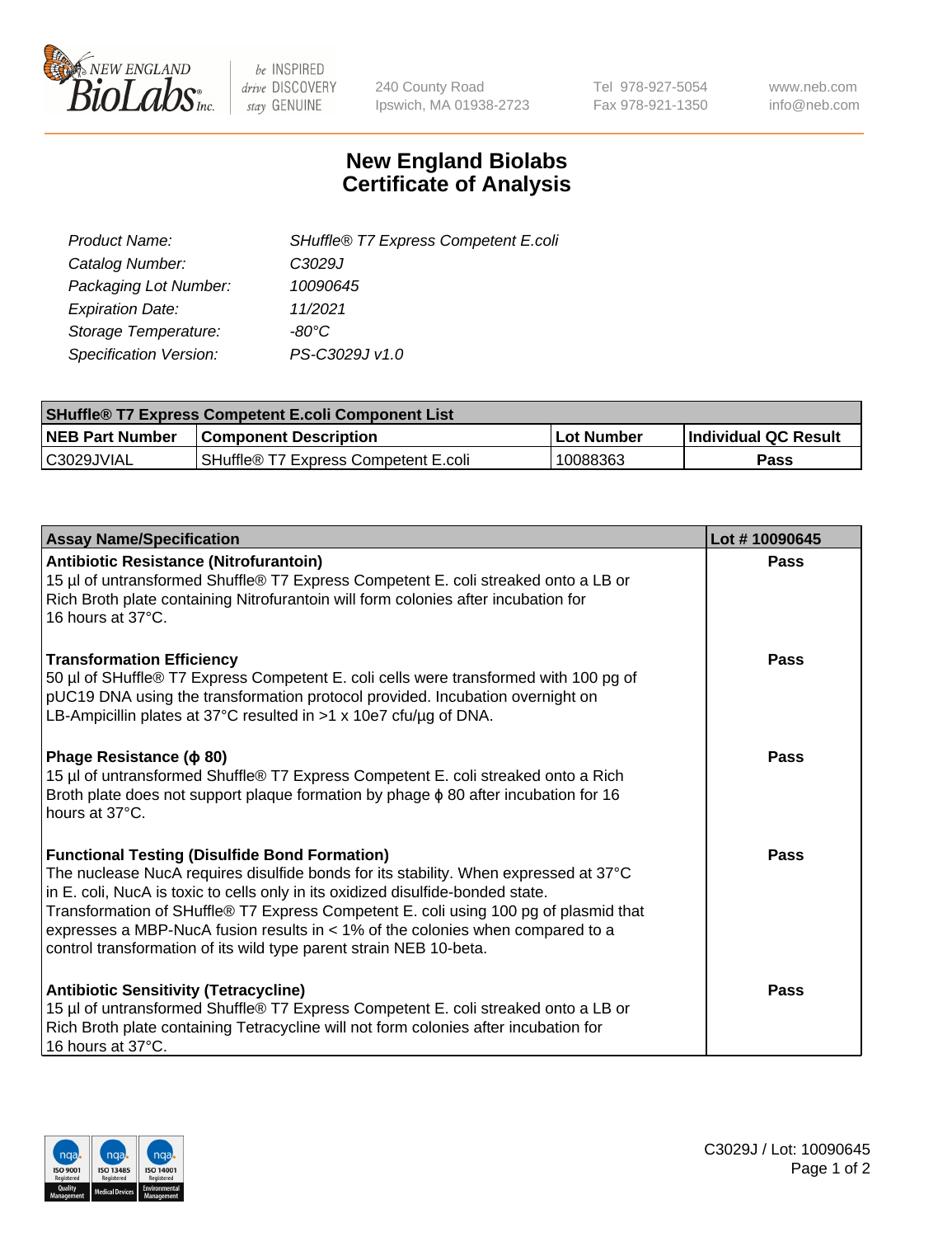# New England Biolabs Certificate of Analysis

| | |
|---|---|
| *Product Name:* | *SHuffle® T7 Express Competent E.coli* |
| *Catalog Number:* | *C3029J* |
| *Packaging Lot Number:* | *10090645* |
| *Expiration Date:* | *11/2021* |
| *Storage Temperature:* | *-80°C* |
| *Specification Version:* | *PS-C3029J v1.0* |

| SHuffle® T7 Express Competent E.coli Component List | | | |
|---|---|---|---|
| **NEB Part Number** | **Component Description** | **Lot Number** | **Individual QC Result** |
| C3029JVIAL | SHuffle® T7 Express Competent E.coli | 10088363 | **Pass** |

| Assay Name/Specification | Lot # 10090645 |
|---|---|
| **Antibiotic Resistance (Nitrofurantoin)**<br>15 µl of untransformed Shuffle® T7 Express Competent E. coli streaked onto a LB or Rich Broth plate containing Nitrofurantoin will form colonies after incubation for 16 hours at 37°C. | **Pass** |
| **Transformation Efficiency**<br>50 µl of SHuffle® T7 Express Competent E. coli cells were transformed with 100 pg of pUC19 DNA using the transformation protocol provided. Incubation overnight on LB-Ampicillin plates at 37°C resulted in >1 x 10e7 cfu/µg of DNA. | **Pass** |
| **Phage Resistance (ϕ 80)**<br>15 µl of untransformed Shuffle® T7 Express Competent E. coli streaked onto a Rich Broth plate does not support plaque formation by phage ϕ 80 after incubation for 16 hours at 37°C. | **Pass** |
| **Functional Testing (Disulfide Bond Formation)**<br>The nuclease NucA requires disulfide bonds for its stability. When expressed at 37°C in E. coli, NucA is toxic to cells only in its oxidized disulfide-bonded state. Transformation of SHuffle® T7 Express Competent E. coli using 100 pg of plasmid that expresses a MBP-NucA fusion results in < 1% of the colonies when compared to a control transformation of its wild type parent strain NEB 10-beta. | **Pass** |
| **Antibiotic Sensitivity (Tetracycline)**<br>15 µl of untransformed Shuffle® T7 Express Competent E. coli streaked onto a LB or Rich Broth plate containing Tetracycline will not form colonies after incubation for 16 hours at 37°C. | **Pass** |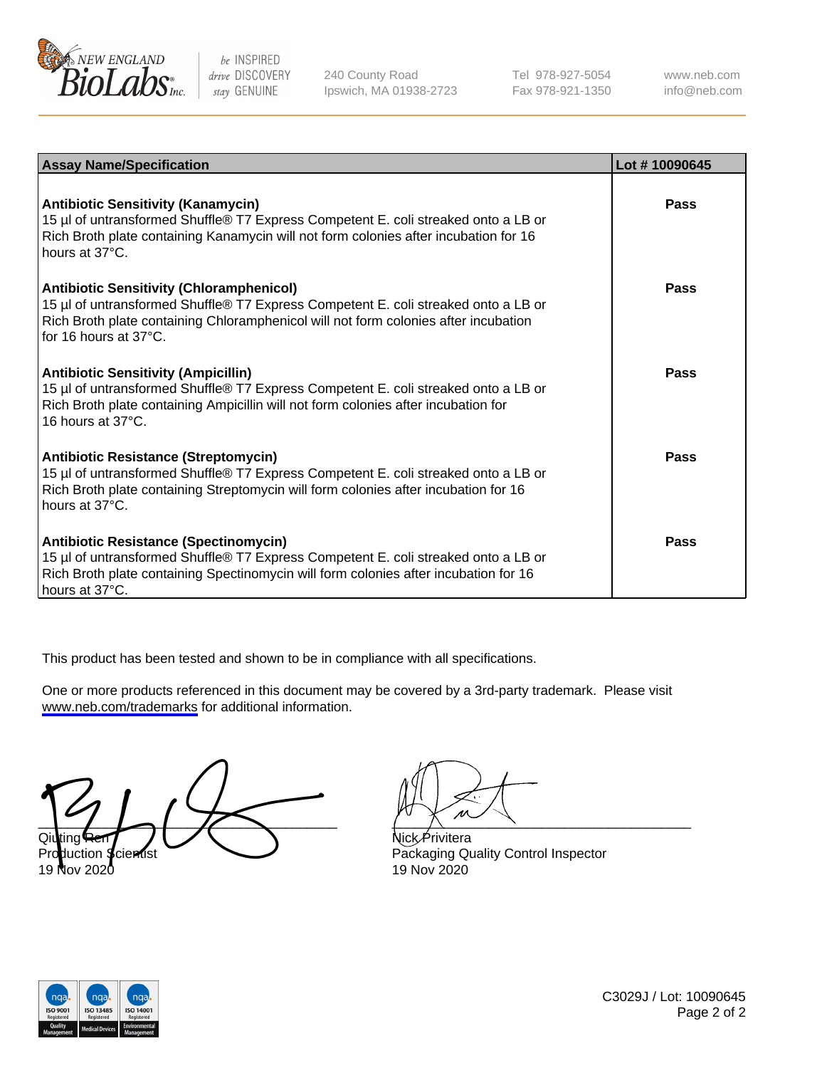| Assay Name/Specification | Lot # 10090645 |
|---|---|
| **Antibiotic Sensitivity (Kanamycin)**<br>15 µl of untransformed Shuffle® T7 Express Competent E. coli streaked onto a LB or Rich Broth plate containing Kanamycin will not form colonies after incubation for 16 hours at 37°C. | **Pass** |
| **Antibiotic Sensitivity (Chloramphenicol)**<br>15 µl of untransformed Shuffle® T7 Express Competent E. coli streaked onto a LB or Rich Broth plate containing Chloramphenicol will not form colonies after incubation for 16 hours at 37°C. | **Pass** |
| **Antibiotic Sensitivity (Ampicillin)**<br>15 µl of untransformed Shuffle® T7 Express Competent E. coli streaked onto a LB or Rich Broth plate containing Ampicillin will not form colonies after incubation for 16 hours at 37°C. | **Pass** |
| **Antibiotic Resistance (Streptomycin)**<br>15 µl of untransformed Shuffle® T7 Express Competent E. coli streaked onto a LB or Rich Broth plate containing Streptomycin will form colonies after incubation for 16 hours at 37°C. | **Pass** |
| **Antibiotic Resistance (Spectinomycin)**<br>15 µl of untransformed Shuffle® T7 Express Competent E. coli streaked onto a LB or Rich Broth plate containing Spectinomycin will form colonies after incubation for 16 hours at 37°C. | **Pass** |

This product has been tested and shown to be in compliance with all specifications.

One or more products referenced in this document may be covered by a 3rd-party trademark. Please visit www.neb.com/trademarks for additional information.

Qiuting Ren
Production Scientist
19 Nov 2020

Nick Privitera
Packaging Quality Control Inspector
19 Nov 2020

C3029J / Lot: 10090645